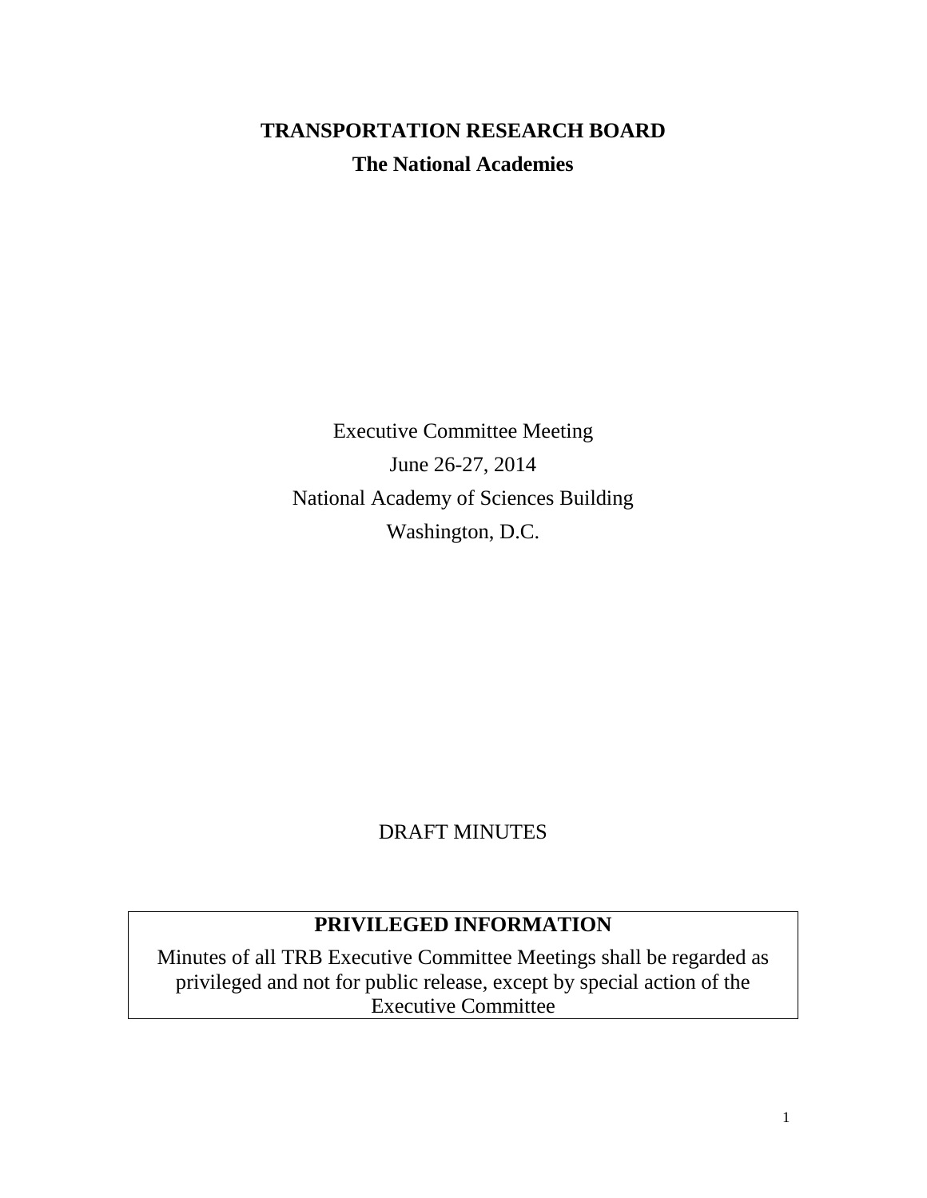# TRANSPORTATION RESEARCH BOARD

## The National Academies

Executive Committee Meeting
June 26-27, 2014
National Academy of Sciences Building
Washington, D.C.

DRAFT MINUTES

| PRIVILEGED INFORMATION |
| --- |
| Minutes of all TRB Executive Committee Meetings shall be regarded as privileged and not for public release, except by special action of the Executive Committee |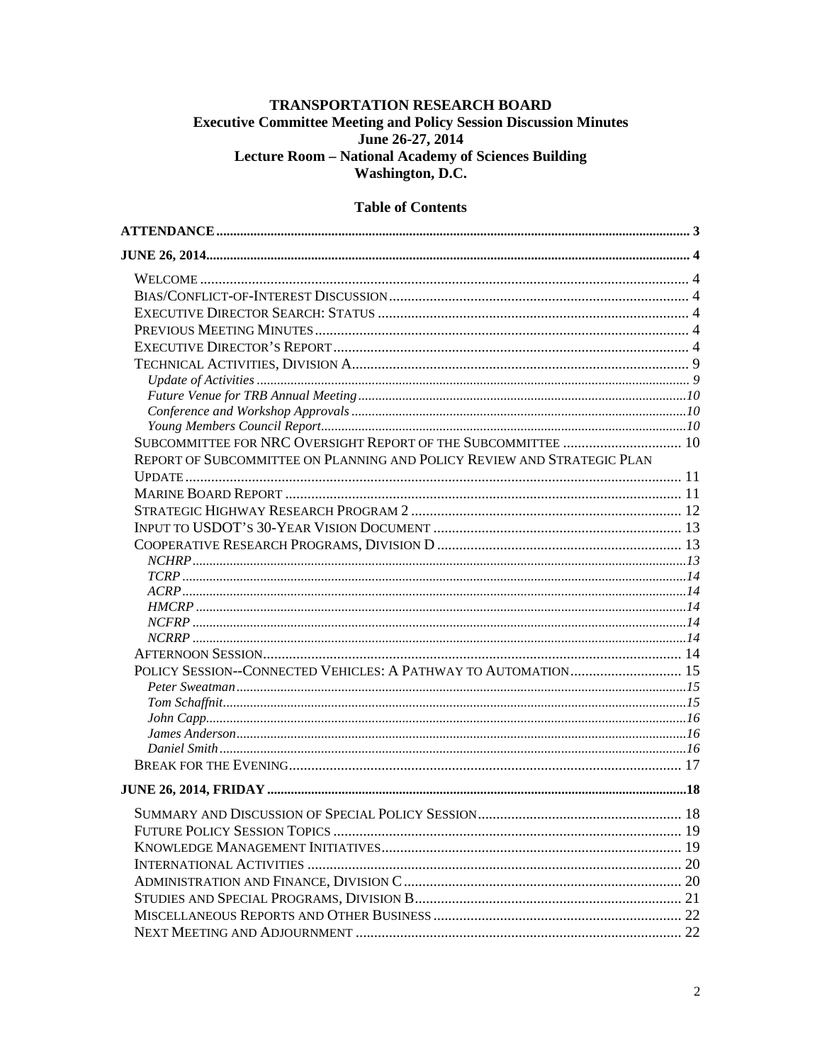# TRANSPORTATION RESEARCH BOARD

**Executive Committee Meeting and Policy Session Discussion Minutes**
**June 26-27, 2014**
**Lecture Room – National Academy of Sciences Building**
**Washington, D.C.**

## Table of Contents

**ATTENDANCE** ..... 3

**JUNE 26, 2014** ..... 4

- WELCOME ..... 4
- BIAS/CONFLICT-OF-INTEREST DISCUSSION ..... 4
- EXECUTIVE DIRECTOR SEARCH: STATUS ..... 4
- PREVIOUS MEETING MINUTES ..... 4
- EXECUTIVE DIRECTOR'S REPORT ..... 4
- TECHNICAL ACTIVITIES, DIVISION A ..... 9
  - *Update of Activities* ..... 9
  - *Future Venue for TRB Annual Meeting* ..... 10
  - *Conference and Workshop Approvals* ..... 10
  - *Young Members Council Report* ..... 10
- SUBCOMMITTEE FOR NRC OVERSIGHT REPORT OF THE SUBCOMMITTEE ..... 10
- REPORT OF SUBCOMMITTEE ON PLANNING AND POLICY REVIEW AND STRATEGIC PLAN UPDATE ..... 11
- MARINE BOARD REPORT ..... 11
- STRATEGIC HIGHWAY RESEARCH PROGRAM 2 ..... 12
- INPUT TO USDOT'S 30-YEAR VISION DOCUMENT ..... 13
- COOPERATIVE RESEARCH PROGRAMS, DIVISION D ..... 13
  - *NCHRP* ..... 13
  - *TCRP* ..... 14
  - *ACRP* ..... 14
  - *HMCRP* ..... 14
  - *NCFRP* ..... 14
  - *NCRRP* ..... 14
- AFTERNOON SESSION ..... 14
- POLICY SESSION--CONNECTED VEHICLES: A PATHWAY TO AUTOMATION ..... 15
  - *Peter Sweatman* ..... 15
  - *Tom Schaffnit* ..... 15
  - *John Capp* ..... 16
  - *James Anderson* ..... 16
  - *Daniel Smith* ..... 16
- BREAK FOR THE EVENING ..... 17

**JUNE 26, 2014, FRIDAY** ..... 18

- SUMMARY AND DISCUSSION OF SPECIAL POLICY SESSION ..... 18
- FUTURE POLICY SESSION TOPICS ..... 19
- KNOWLEDGE MANAGEMENT INITIATIVES ..... 19
- INTERNATIONAL ACTIVITIES ..... 20
- ADMINISTRATION AND FINANCE, DIVISION C ..... 20
- STUDIES AND SPECIAL PROGRAMS, DIVISION B ..... 21
- MISCELLANEOUS REPORTS AND OTHER BUSINESS ..... 22
- NEXT MEETING AND ADJOURNMENT ..... 22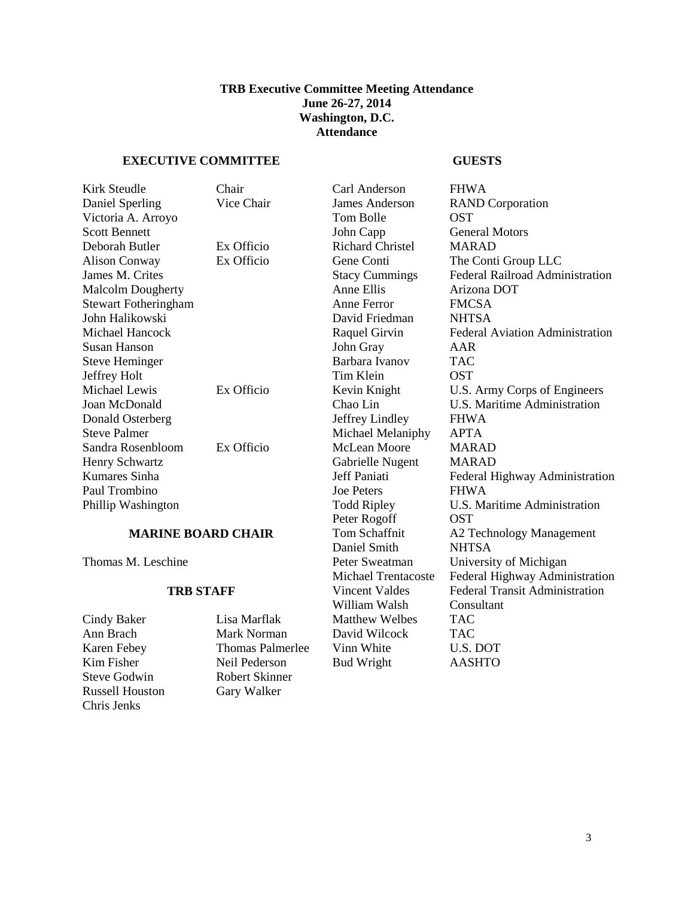**TRB Executive Committee Meeting Attendance**
**June 26-27, 2014**
**Washington, D.C.**
**Attendance**

## EXECUTIVE COMMITTEE

| Name | Role |
| --- | --- |
| Kirk Steudle | Chair |
| Daniel Sperling | Vice Chair |
| Victoria A. Arroyo | |
| Scott Bennett | |
| Deborah Butler | Ex Officio |
| Alison Conway | Ex Officio |
| James M. Crites | |
| Malcolm Dougherty | |
| Stewart Fotheringham | |
| John Halikowski | |
| Michael Hancock | |
| Susan Hanson | |
| Steve Heminger | |
| Jeffrey Holt | |
| Michael Lewis | Ex Officio |
| Joan McDonald | |
| Donald Osterberg | |
| Steve Palmer | |
| Sandra Rosenbloom | Ex Officio |
| Henry Schwartz | |
| Kumares Sinha | |
| Paul Trombino | |
| Phillip Washington | |

## MARINE BOARD CHAIR

Thomas M. Leschine

## TRB STAFF

| | |
| --- | --- |
| Cindy Baker | Lisa Marflak |
| Ann Brach | Mark Norman |
| Karen Febey | Thomas Palmerlee |
| Kim Fisher | Neil Pederson |
| Steve Godwin | Robert Skinner |
| Russell Houston | Gary Walker |
| Chris Jenks | |

## GUESTS

| Name | Affiliation |
| --- | --- |
| Carl Anderson | FHWA |
| James Anderson | RAND Corporation |
| Tom Bolle | OST |
| John Capp | General Motors |
| Richard Christel | MARAD |
| Gene Conti | The Conti Group LLC |
| Stacy Cummings | Federal Railroad Administration |
| Anne Ellis | Arizona DOT |
| Anne Ferror | FMCSA |
| David Friedman | NHTSA |
| Raquel Girvin | Federal Aviation Administration |
| John Gray | AAR |
| Barbara Ivanov | TAC |
| Tim Klein | OST |
| Kevin Knight | U.S. Army Corps of Engineers |
| Chao Lin | U.S. Maritime Administration |
| Jeffrey Lindley | FHWA |
| Michael Melaniphy | APTA |
| McLean Moore | MARAD |
| Gabrielle Nugent | MARAD |
| Jeff Paniati | Federal Highway Administration |
| Joe Peters | FHWA |
| Todd Ripley | U.S. Maritime Administration |
| Peter Rogoff | OST |
| Tom Schaffnit | A2 Technology Management |
| Daniel Smith | NHTSA |
| Peter Sweatman | University of Michigan |
| Michael Trentacoste | Federal Highway Administration |
| Vincent Valdes | Federal Transit Administration |
| William Walsh | Consultant |
| Matthew Welbes | TAC |
| David Wilcock | TAC |
| Vinn White | U.S. DOT |
| Bud Wright | AASHTO |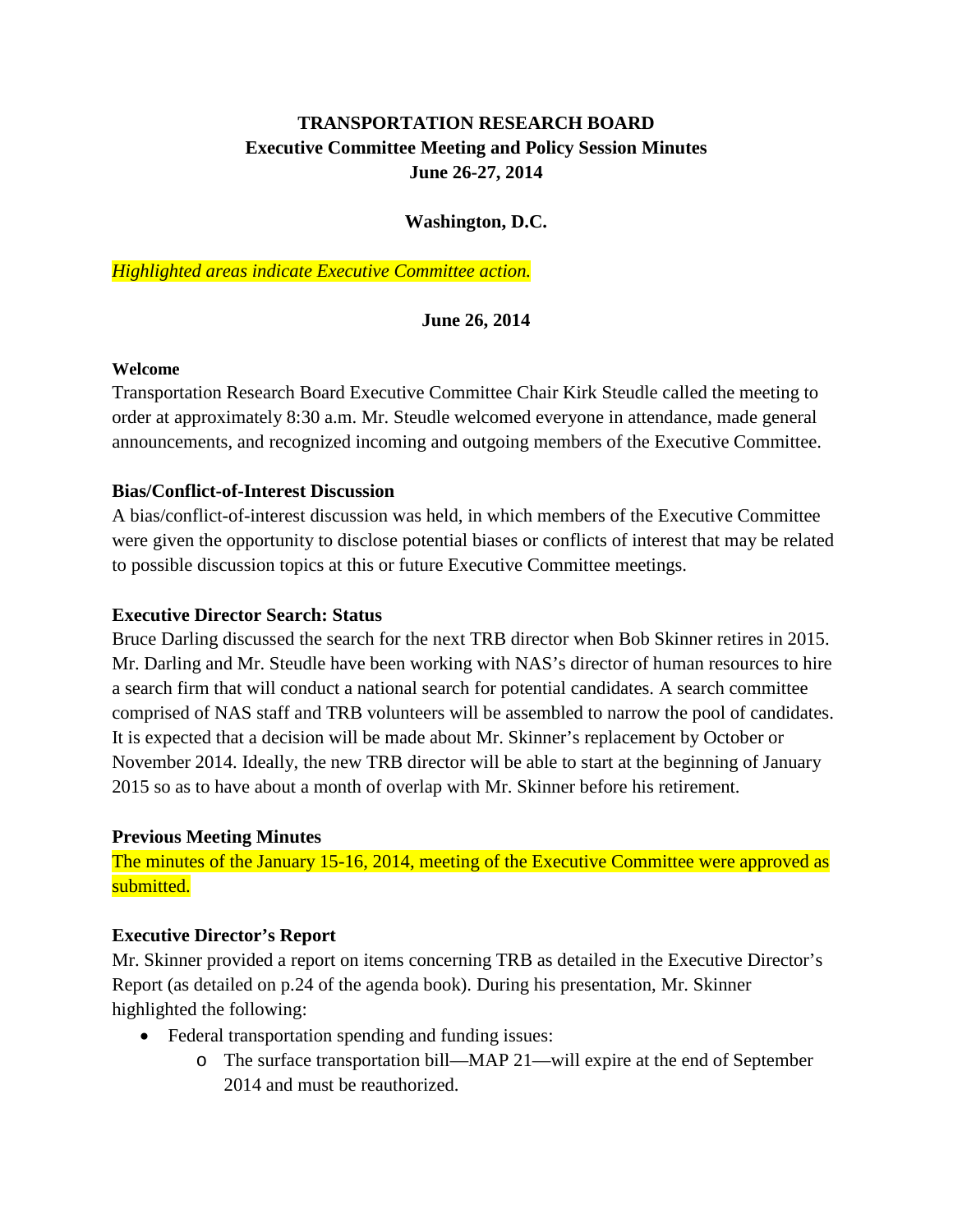**TRANSPORTATION RESEARCH BOARD**
**Executive Committee Meeting and Policy Session Minutes**
**June 26-27, 2014**

**Washington, D.C.**

*Highlighted areas indicate Executive Committee action.*

**June 26, 2014**

**Welcome**

Transportation Research Board Executive Committee Chair Kirk Steudle called the meeting to order at approximately 8:30 a.m. Mr. Steudle welcomed everyone in attendance, made general announcements, and recognized incoming and outgoing members of the Executive Committee.

**Bias/Conflict-of-Interest Discussion**

A bias/conflict-of-interest discussion was held, in which members of the Executive Committee were given the opportunity to disclose potential biases or conflicts of interest that may be related to possible discussion topics at this or future Executive Committee meetings.

**Executive Director Search: Status**

Bruce Darling discussed the search for the next TRB director when Bob Skinner retires in 2015. Mr. Darling and Mr. Steudle have been working with NAS's director of human resources to hire a search firm that will conduct a national search for potential candidates. A search committee comprised of NAS staff and TRB volunteers will be assembled to narrow the pool of candidates. It is expected that a decision will be made about Mr. Skinner's replacement by October or November 2014. Ideally, the new TRB director will be able to start at the beginning of January 2015 so as to have about a month of overlap with Mr. Skinner before his retirement.

**Previous Meeting Minutes**

The minutes of the January 15-16, 2014, meeting of the Executive Committee were approved as submitted.

**Executive Director's Report**

Mr. Skinner provided a report on items concerning TRB as detailed in the Executive Director's Report (as detailed on p.24 of the agenda book). During his presentation, Mr. Skinner highlighted the following:

- Federal transportation spending and funding issues:
  - The surface transportation bill—MAP 21—will expire at the end of September 2014 and must be reauthorized.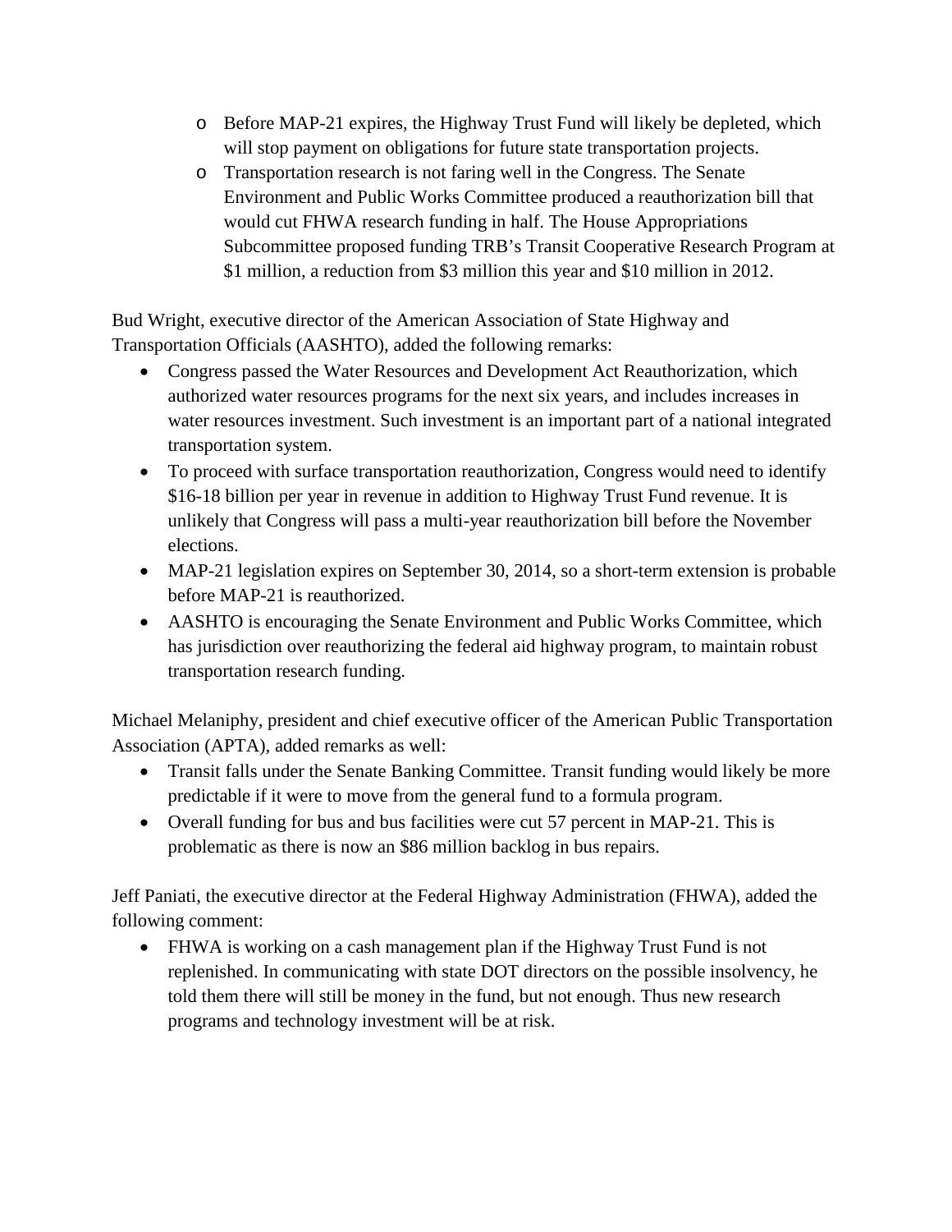- Before MAP-21 expires, the Highway Trust Fund will likely be depleted, which will stop payment on obligations for future state transportation projects.
  - Transportation research is not faring well in the Congress. The Senate Environment and Public Works Committee produced a reauthorization bill that would cut FHWA research funding in half. The House Appropriations Subcommittee proposed funding TRB's Transit Cooperative Research Program at $1 million, a reduction from $3 million this year and $10 million in 2012.

Bud Wright, executive director of the American Association of State Highway and Transportation Officials (AASHTO), added the following remarks:

- Congress passed the Water Resources and Development Act Reauthorization, which authorized water resources programs for the next six years, and includes increases in water resources investment. Such investment is an important part of a national integrated transportation system.
- To proceed with surface transportation reauthorization, Congress would need to identify $16-18 billion per year in revenue in addition to Highway Trust Fund revenue. It is unlikely that Congress will pass a multi-year reauthorization bill before the November elections.
- MAP-21 legislation expires on September 30, 2014, so a short-term extension is probable before MAP-21 is reauthorized.
- AASHTO is encouraging the Senate Environment and Public Works Committee, which has jurisdiction over reauthorizing the federal aid highway program, to maintain robust transportation research funding.

Michael Melaniphy, president and chief executive officer of the American Public Transportation Association (APTA), added remarks as well:

- Transit falls under the Senate Banking Committee. Transit funding would likely be more predictable if it were to move from the general fund to a formula program.
- Overall funding for bus and bus facilities were cut 57 percent in MAP-21. This is problematic as there is now an $86 million backlog in bus repairs.

Jeff Paniati, the executive director at the Federal Highway Administration (FHWA), added the following comment:

- FHWA is working on a cash management plan if the Highway Trust Fund is not replenished. In communicating with state DOT directors on the possible insolvency, he told them there will still be money in the fund, but not enough. Thus new research programs and technology investment will be at risk.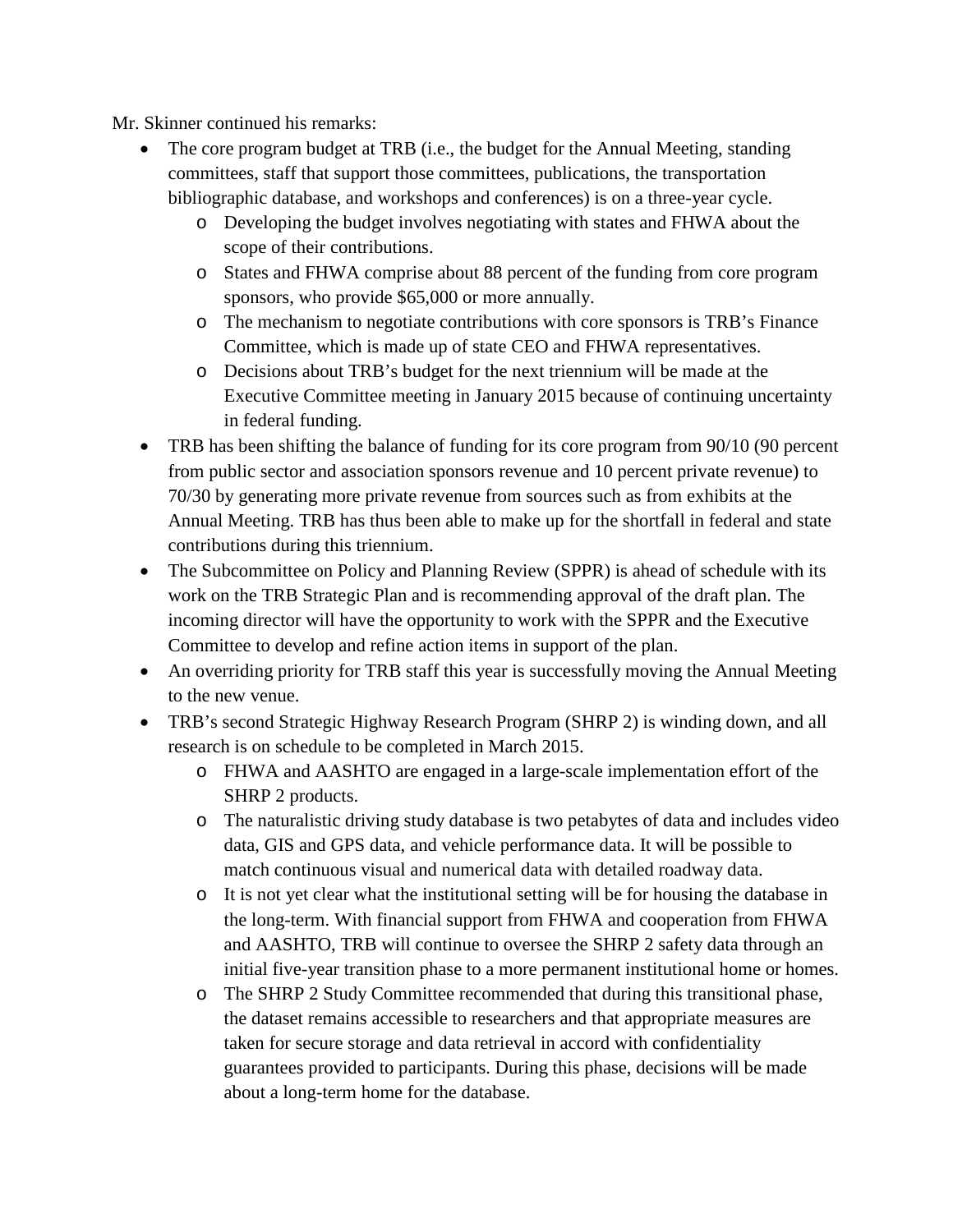Mr. Skinner continued his remarks:

- The core program budget at TRB (i.e., the budget for the Annual Meeting, standing committees, staff that support those committees, publications, the transportation bibliographic database, and workshops and conferences) is on a three-year cycle.
    - Developing the budget involves negotiating with states and FHWA about the scope of their contributions.
    - States and FHWA comprise about 88 percent of the funding from core program sponsors, who provide $65,000 or more annually.
    - The mechanism to negotiate contributions with core sponsors is TRB's Finance Committee, which is made up of state CEO and FHWA representatives.
    - Decisions about TRB's budget for the next triennium will be made at the Executive Committee meeting in January 2015 because of continuing uncertainty in federal funding.
- TRB has been shifting the balance of funding for its core program from 90/10 (90 percent from public sector and association sponsors revenue and 10 percent private revenue) to 70/30 by generating more private revenue from sources such as from exhibits at the Annual Meeting. TRB has thus been able to make up for the shortfall in federal and state contributions during this triennium.
- The Subcommittee on Policy and Planning Review (SPPR) is ahead of schedule with its work on the TRB Strategic Plan and is recommending approval of the draft plan. The incoming director will have the opportunity to work with the SPPR and the Executive Committee to develop and refine action items in support of the plan.
- An overriding priority for TRB staff this year is successfully moving the Annual Meeting to the new venue.
- TRB's second Strategic Highway Research Program (SHRP 2) is winding down, and all research is on schedule to be completed in March 2015.
    - FHWA and AASHTO are engaged in a large-scale implementation effort of the SHRP 2 products.
    - The naturalistic driving study database is two petabytes of data and includes video data, GIS and GPS data, and vehicle performance data. It will be possible to match continuous visual and numerical data with detailed roadway data.
    - It is not yet clear what the institutional setting will be for housing the database in the long-term. With financial support from FHWA and cooperation from FHWA and AASHTO, TRB will continue to oversee the SHRP 2 safety data through an initial five-year transition phase to a more permanent institutional home or homes.
    - The SHRP 2 Study Committee recommended that during this transitional phase, the dataset remains accessible to researchers and that appropriate measures are taken for secure storage and data retrieval in accord with confidentiality guarantees provided to participants. During this phase, decisions will be made about a long-term home for the database.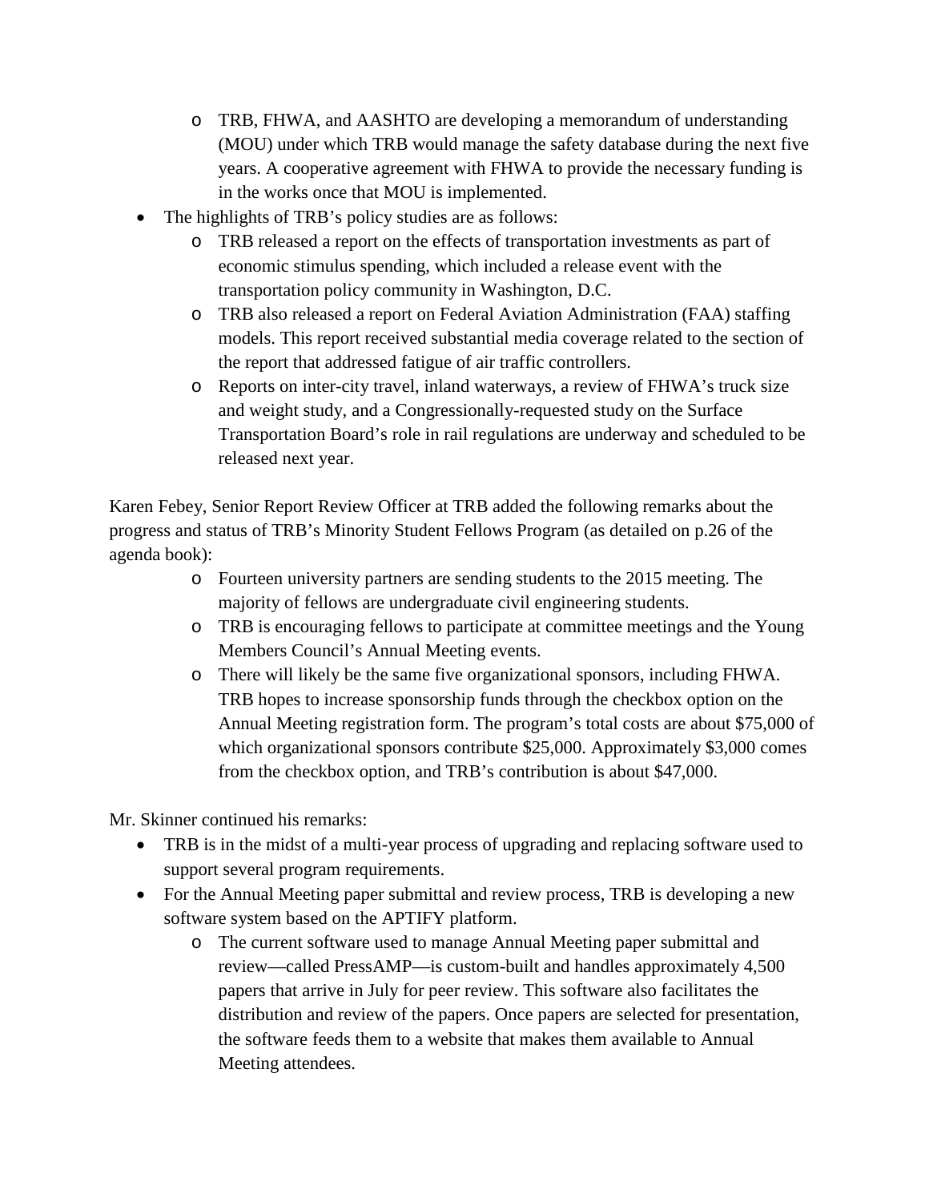- TRB, FHWA, and AASHTO are developing a memorandum of understanding (MOU) under which TRB would manage the safety database during the next five years. A cooperative agreement with FHWA to provide the necessary funding is in the works once that MOU is implemented.
- The highlights of TRB's policy studies are as follows:
  - TRB released a report on the effects of transportation investments as part of economic stimulus spending, which included a release event with the transportation policy community in Washington, D.C.
  - TRB also released a report on Federal Aviation Administration (FAA) staffing models. This report received substantial media coverage related to the section of the report that addressed fatigue of air traffic controllers.
  - Reports on inter-city travel, inland waterways, a review of FHWA's truck size and weight study, and a Congressionally-requested study on the Surface Transportation Board's role in rail regulations are underway and scheduled to be released next year.

Karen Febey, Senior Report Review Officer at TRB added the following remarks about the progress and status of TRB's Minority Student Fellows Program (as detailed on p.26 of the agenda book):

  - Fourteen university partners are sending students to the 2015 meeting. The majority of fellows are undergraduate civil engineering students.
  - TRB is encouraging fellows to participate at committee meetings and the Young Members Council's Annual Meeting events.
  - There will likely be the same five organizational sponsors, including FHWA. TRB hopes to increase sponsorship funds through the checkbox option on the Annual Meeting registration form. The program's total costs are about $75,000 of which organizational sponsors contribute $25,000. Approximately $3,000 comes from the checkbox option, and TRB's contribution is about $47,000.

Mr. Skinner continued his remarks:

- TRB is in the midst of a multi-year process of upgrading and replacing software used to support several program requirements.
- For the Annual Meeting paper submittal and review process, TRB is developing a new software system based on the APTIFY platform.
  - The current software used to manage Annual Meeting paper submittal and review—called PressAMP—is custom-built and handles approximately 4,500 papers that arrive in July for peer review. This software also facilitates the distribution and review of the papers. Once papers are selected for presentation, the software feeds them to a website that makes them available to Annual Meeting attendees.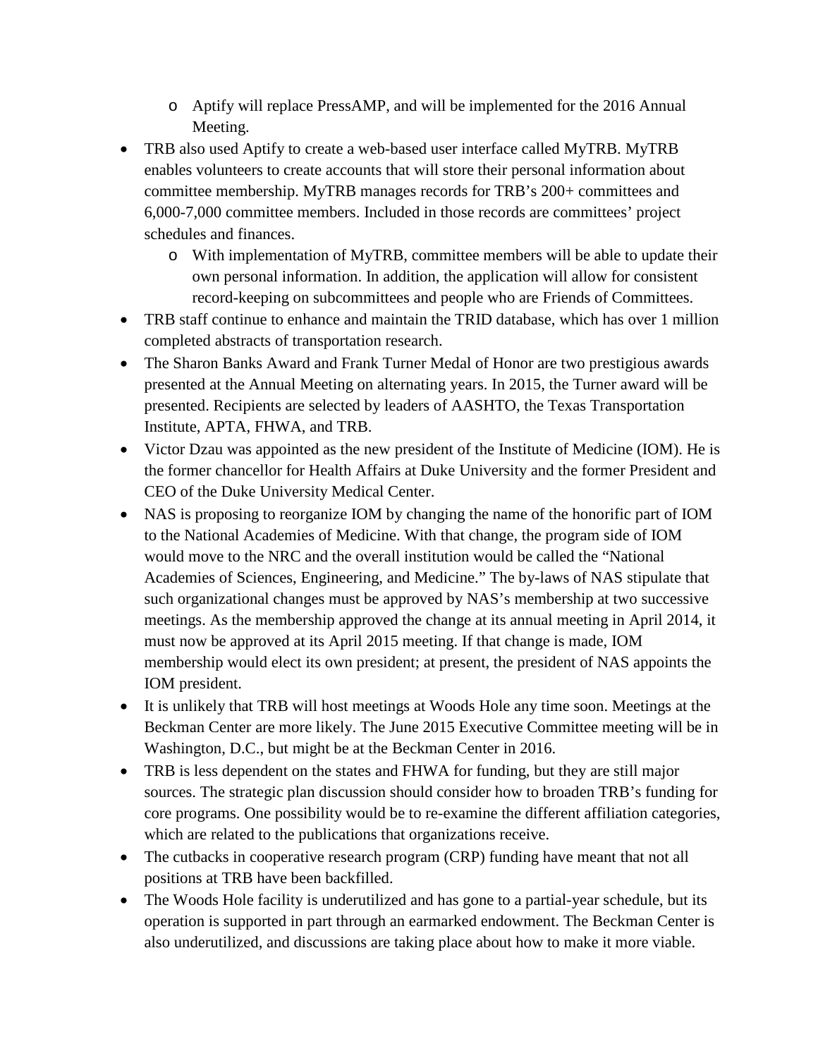- Aptify will replace PressAMP, and will be implemented for the 2016 Annual Meeting.
- TRB also used Aptify to create a web-based user interface called MyTRB. MyTRB enables volunteers to create accounts that will store their personal information about committee membership. MyTRB manages records for TRB's 200+ committees and 6,000-7,000 committee members. Included in those records are committees' project schedules and finances.
    - With implementation of MyTRB, committee members will be able to update their own personal information. In addition, the application will allow for consistent record-keeping on subcommittees and people who are Friends of Committees.
- TRB staff continue to enhance and maintain the TRID database, which has over 1 million completed abstracts of transportation research.
- The Sharon Banks Award and Frank Turner Medal of Honor are two prestigious awards presented at the Annual Meeting on alternating years. In 2015, the Turner award will be presented. Recipients are selected by leaders of AASHTO, the Texas Transportation Institute, APTA, FHWA, and TRB.
- Victor Dzau was appointed as the new president of the Institute of Medicine (IOM). He is the former chancellor for Health Affairs at Duke University and the former President and CEO of the Duke University Medical Center.
- NAS is proposing to reorganize IOM by changing the name of the honorific part of IOM to the National Academies of Medicine. With that change, the program side of IOM would move to the NRC and the overall institution would be called the "National Academies of Sciences, Engineering, and Medicine." The by-laws of NAS stipulate that such organizational changes must be approved by NAS's membership at two successive meetings. As the membership approved the change at its annual meeting in April 2014, it must now be approved at its April 2015 meeting. If that change is made, IOM membership would elect its own president; at present, the president of NAS appoints the IOM president.
- It is unlikely that TRB will host meetings at Woods Hole any time soon. Meetings at the Beckman Center are more likely. The June 2015 Executive Committee meeting will be in Washington, D.C., but might be at the Beckman Center in 2016.
- TRB is less dependent on the states and FHWA for funding, but they are still major sources. The strategic plan discussion should consider how to broaden TRB's funding for core programs. One possibility would be to re-examine the different affiliation categories, which are related to the publications that organizations receive.
- The cutbacks in cooperative research program (CRP) funding have meant that not all positions at TRB have been backfilled.
- The Woods Hole facility is underutilized and has gone to a partial-year schedule, but its operation is supported in part through an earmarked endowment. The Beckman Center is also underutilized, and discussions are taking place about how to make it more viable.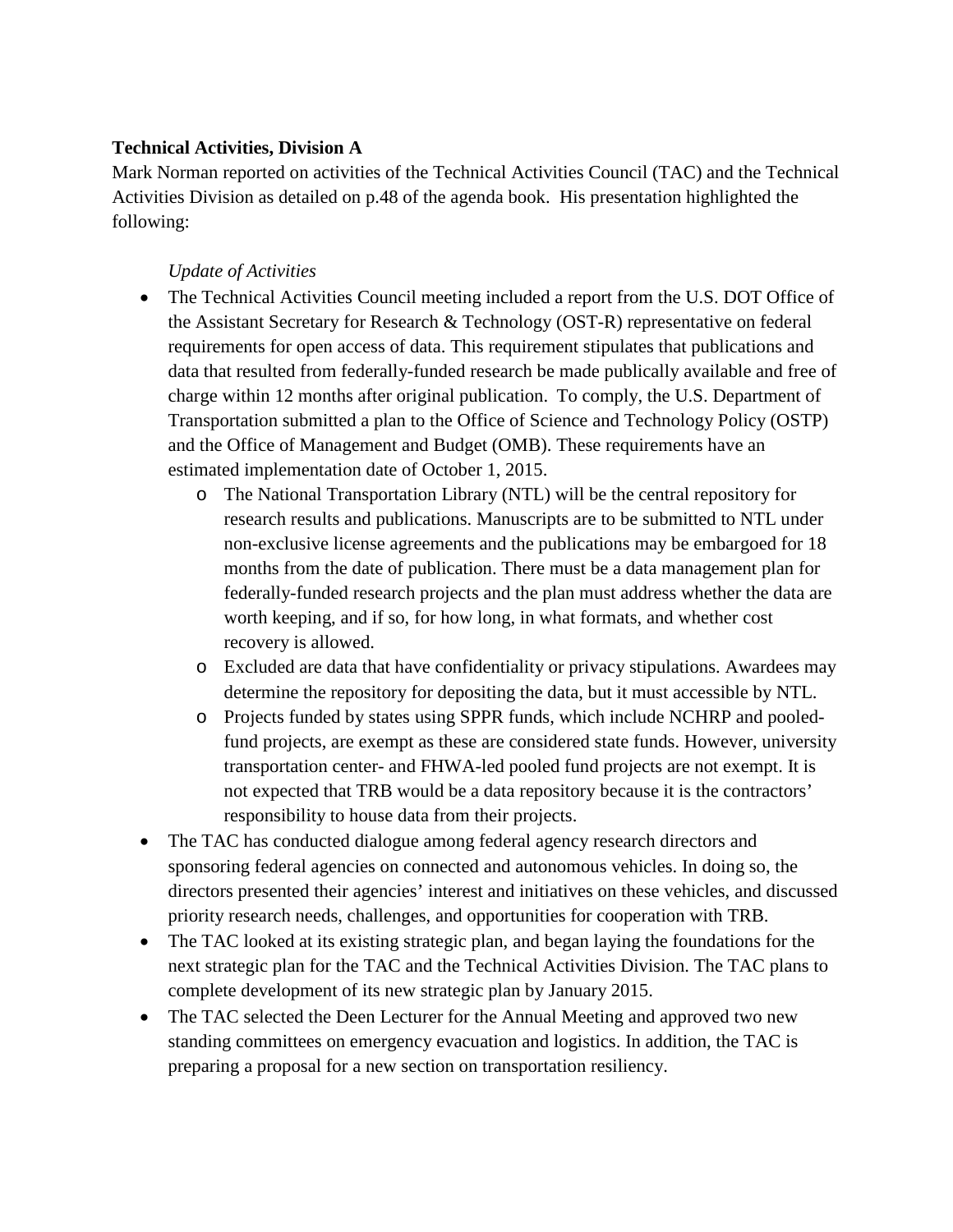**Technical Activities, Division A**

Mark Norman reported on activities of the Technical Activities Council (TAC) and the Technical Activities Division as detailed on p.48 of the agenda book. His presentation highlighted the following:

*Update of Activities*

- The Technical Activities Council meeting included a report from the U.S. DOT Office of the Assistant Secretary for Research & Technology (OST-R) representative on federal requirements for open access of data. This requirement stipulates that publications and data that resulted from federally-funded research be made publically available and free of charge within 12 months after original publication. To comply, the U.S. Department of Transportation submitted a plan to the Office of Science and Technology Policy (OSTP) and the Office of Management and Budget (OMB). These requirements have an estimated implementation date of October 1, 2015.
    - The National Transportation Library (NTL) will be the central repository for research results and publications. Manuscripts are to be submitted to NTL under non-exclusive license agreements and the publications may be embargoed for 18 months from the date of publication. There must be a data management plan for federally-funded research projects and the plan must address whether the data are worth keeping, and if so, for how long, in what formats, and whether cost recovery is allowed.
    - Excluded are data that have confidentiality or privacy stipulations. Awardees may determine the repository for depositing the data, but it must accessible by NTL.
    - Projects funded by states using SPPR funds, which include NCHRP and pooled-fund projects, are exempt as these are considered state funds. However, university transportation center- and FHWA-led pooled fund projects are not exempt. It is not expected that TRB would be a data repository because it is the contractors' responsibility to house data from their projects.
- The TAC has conducted dialogue among federal agency research directors and sponsoring federal agencies on connected and autonomous vehicles. In doing so, the directors presented their agencies' interest and initiatives on these vehicles, and discussed priority research needs, challenges, and opportunities for cooperation with TRB.
- The TAC looked at its existing strategic plan, and began laying the foundations for the next strategic plan for the TAC and the Technical Activities Division. The TAC plans to complete development of its new strategic plan by January 2015.
- The TAC selected the Deen Lecturer for the Annual Meeting and approved two new standing committees on emergency evacuation and logistics. In addition, the TAC is preparing a proposal for a new section on transportation resiliency.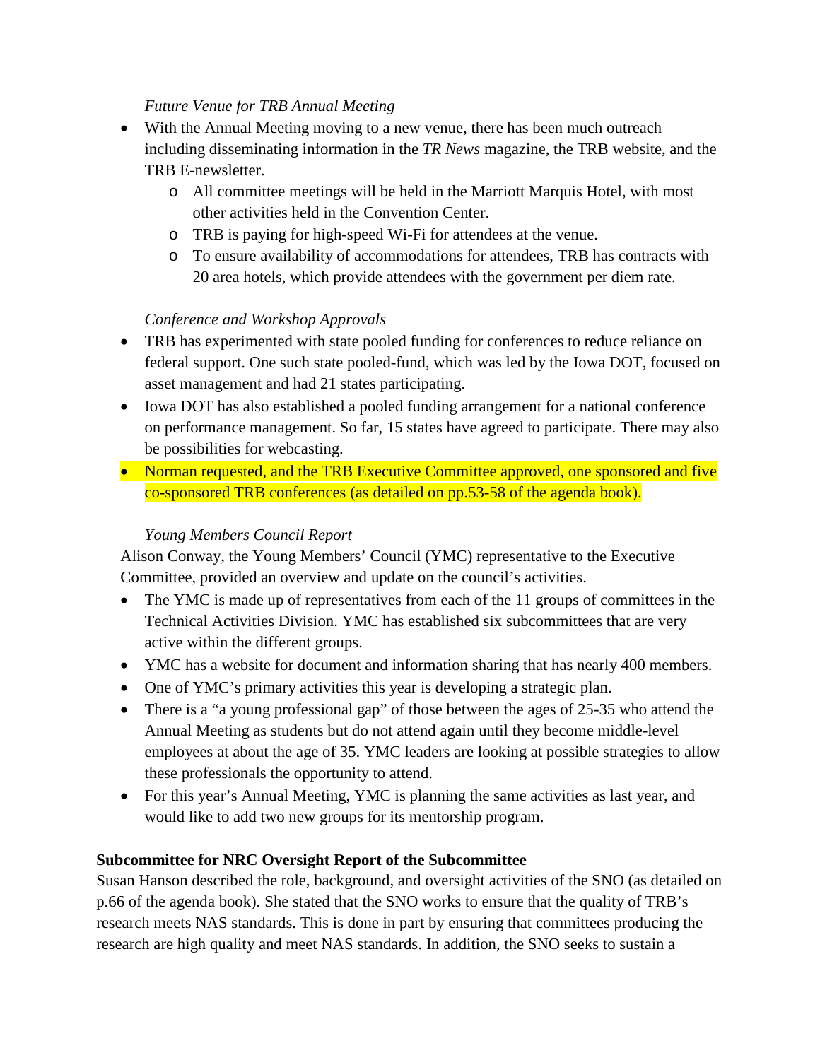*Future Venue for TRB Annual Meeting*

- With the Annual Meeting moving to a new venue, there has been much outreach including disseminating information in the *TR News* magazine, the TRB website, and the TRB E-newsletter.
    - All committee meetings will be held in the Marriott Marquis Hotel, with most other activities held in the Convention Center.
    - TRB is paying for high-speed Wi-Fi for attendees at the venue.
    - To ensure availability of accommodations for attendees, TRB has contracts with 20 area hotels, which provide attendees with the government per diem rate.

*Conference and Workshop Approvals*

- TRB has experimented with state pooled funding for conferences to reduce reliance on federal support. One such state pooled-fund, which was led by the Iowa DOT, focused on asset management and had 21 states participating.
- Iowa DOT has also established a pooled funding arrangement for a national conference on performance management. So far, 15 states have agreed to participate. There may also be possibilities for webcasting.
- Norman requested, and the TRB Executive Committee approved, one sponsored and five co-sponsored TRB conferences (as detailed on pp.53-58 of the agenda book).

*Young Members Council Report*

Alison Conway, the Young Members' Council (YMC) representative to the Executive Committee, provided an overview and update on the council's activities.

- The YMC is made up of representatives from each of the 11 groups of committees in the Technical Activities Division. YMC has established six subcommittees that are very active within the different groups.
- YMC has a website for document and information sharing that has nearly 400 members.
- One of YMC's primary activities this year is developing a strategic plan.
- There is a "a young professional gap" of those between the ages of 25-35 who attend the Annual Meeting as students but do not attend again until they become middle-level employees at about the age of 35. YMC leaders are looking at possible strategies to allow these professionals the opportunity to attend.
- For this year's Annual Meeting, YMC is planning the same activities as last year, and would like to add two new groups for its mentorship program.

**Subcommittee for NRC Oversight Report of the Subcommittee**

Susan Hanson described the role, background, and oversight activities of the SNO (as detailed on p.66 of the agenda book). She stated that the SNO works to ensure that the quality of TRB's research meets NAS standards. This is done in part by ensuring that committees producing the research are high quality and meet NAS standards. In addition, the SNO seeks to sustain a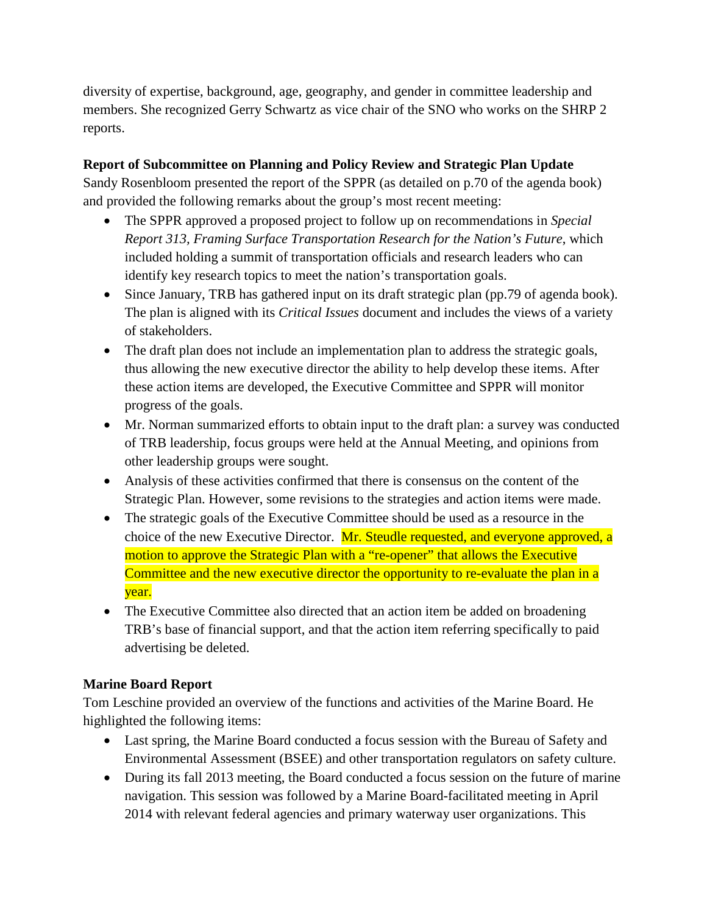diversity of expertise, background, age, geography, and gender in committee leadership and members. She recognized Gerry Schwartz as vice chair of the SNO who works on the SHRP 2 reports.

**Report of Subcommittee on Planning and Policy Review and Strategic Plan Update**

Sandy Rosenbloom presented the report of the SPPR (as detailed on p.70 of the agenda book) and provided the following remarks about the group's most recent meeting:

- The SPPR approved a proposed project to follow up on recommendations in *Special Report 313, Framing Surface Transportation Research for the Nation's Future*, which included holding a summit of transportation officials and research leaders who can identify key research topics to meet the nation's transportation goals.
- Since January, TRB has gathered input on its draft strategic plan (pp.79 of agenda book). The plan is aligned with its *Critical Issues* document and includes the views of a variety of stakeholders.
- The draft plan does not include an implementation plan to address the strategic goals, thus allowing the new executive director the ability to help develop these items. After these action items are developed, the Executive Committee and SPPR will monitor progress of the goals.
- Mr. Norman summarized efforts to obtain input to the draft plan: a survey was conducted of TRB leadership, focus groups were held at the Annual Meeting, and opinions from other leadership groups were sought.
- Analysis of these activities confirmed that there is consensus on the content of the Strategic Plan. However, some revisions to the strategies and action items were made.
- The strategic goals of the Executive Committee should be used as a resource in the choice of the new Executive Director. Mr. Steudle requested, and everyone approved, a motion to approve the Strategic Plan with a "re-opener" that allows the Executive Committee and the new executive director the opportunity to re-evaluate the plan in a year.
- The Executive Committee also directed that an action item be added on broadening TRB's base of financial support, and that the action item referring specifically to paid advertising be deleted.

**Marine Board Report**

Tom Leschine provided an overview of the functions and activities of the Marine Board. He highlighted the following items:

- Last spring, the Marine Board conducted a focus session with the Bureau of Safety and Environmental Assessment (BSEE) and other transportation regulators on safety culture.
- During its fall 2013 meeting, the Board conducted a focus session on the future of marine navigation. This session was followed by a Marine Board-facilitated meeting in April 2014 with relevant federal agencies and primary waterway user organizations. This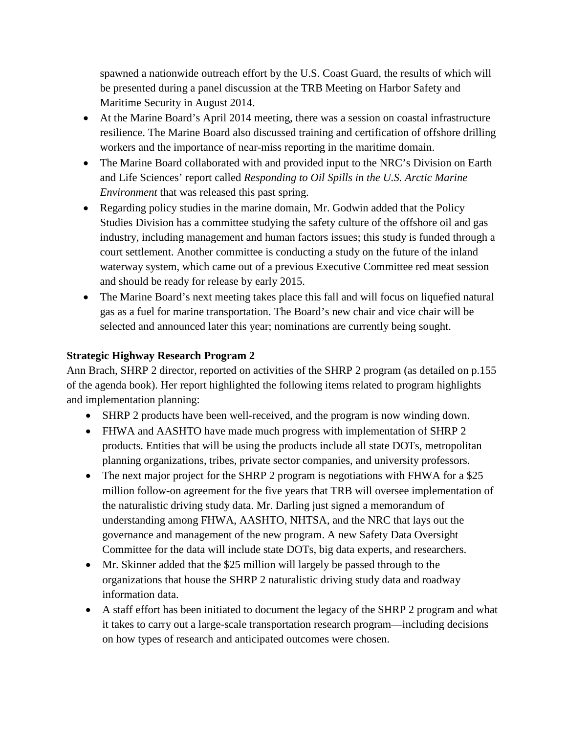spawned a nationwide outreach effort by the U.S. Coast Guard, the results of which will be presented during a panel discussion at the TRB Meeting on Harbor Safety and Maritime Security in August 2014.

- At the Marine Board's April 2014 meeting, there was a session on coastal infrastructure resilience. The Marine Board also discussed training and certification of offshore drilling workers and the importance of near-miss reporting in the maritime domain.
- The Marine Board collaborated with and provided input to the NRC's Division on Earth and Life Sciences' report called *Responding to Oil Spills in the U.S. Arctic Marine Environment* that was released this past spring.
- Regarding policy studies in the marine domain, Mr. Godwin added that the Policy Studies Division has a committee studying the safety culture of the offshore oil and gas industry, including management and human factors issues; this study is funded through a court settlement. Another committee is conducting a study on the future of the inland waterway system, which came out of a previous Executive Committee red meat session and should be ready for release by early 2015.
- The Marine Board's next meeting takes place this fall and will focus on liquefied natural gas as a fuel for marine transportation. The Board's new chair and vice chair will be selected and announced later this year; nominations are currently being sought.

**Strategic Highway Research Program 2**

Ann Brach, SHRP 2 director, reported on activities of the SHRP 2 program (as detailed on p.155 of the agenda book). Her report highlighted the following items related to program highlights and implementation planning:

- SHRP 2 products have been well-received, and the program is now winding down.
- FHWA and AASHTO have made much progress with implementation of SHRP 2 products. Entities that will be using the products include all state DOTs, metropolitan planning organizations, tribes, private sector companies, and university professors.
- The next major project for the SHRP 2 program is negotiations with FHWA for a $25 million follow-on agreement for the five years that TRB will oversee implementation of the naturalistic driving study data. Mr. Darling just signed a memorandum of understanding among FHWA, AASHTO, NHTSA, and the NRC that lays out the governance and management of the new program. A new Safety Data Oversight Committee for the data will include state DOTs, big data experts, and researchers.
- Mr. Skinner added that the $25 million will largely be passed through to the organizations that house the SHRP 2 naturalistic driving study data and roadway information data.
- A staff effort has been initiated to document the legacy of the SHRP 2 program and what it takes to carry out a large-scale transportation research program—including decisions on how types of research and anticipated outcomes were chosen.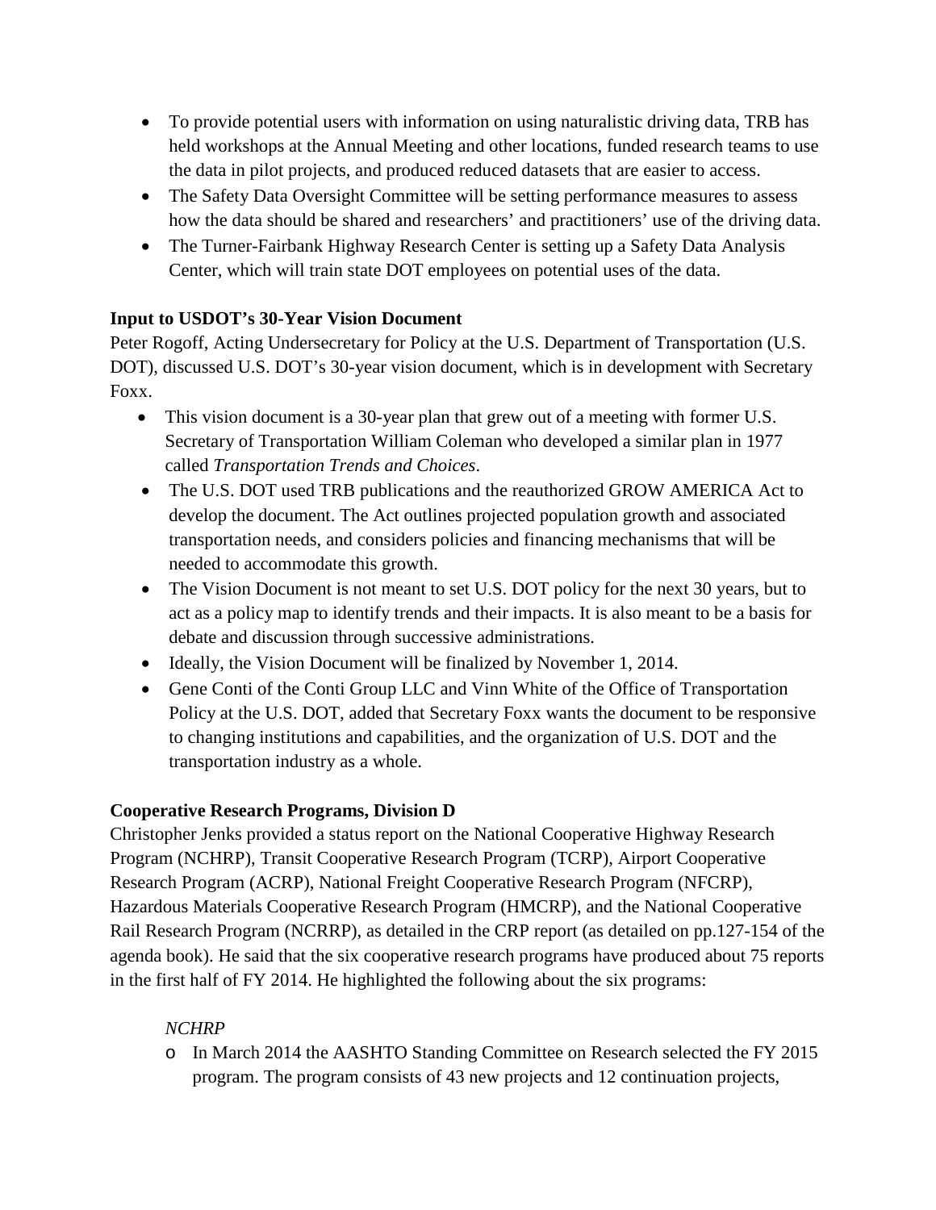- To provide potential users with information on using naturalistic driving data, TRB has held workshops at the Annual Meeting and other locations, funded research teams to use the data in pilot projects, and produced reduced datasets that are easier to access.
- The Safety Data Oversight Committee will be setting performance measures to assess how the data should be shared and researchers' and practitioners' use of the driving data.
- The Turner-Fairbank Highway Research Center is setting up a Safety Data Analysis Center, which will train state DOT employees on potential uses of the data.

**Input to USDOT's 30-Year Vision Document**

Peter Rogoff, Acting Undersecretary for Policy at the U.S. Department of Transportation (U.S. DOT), discussed U.S. DOT's 30-year vision document, which is in development with Secretary Foxx.

- This vision document is a 30-year plan that grew out of a meeting with former U.S. Secretary of Transportation William Coleman who developed a similar plan in 1977 called *Transportation Trends and Choices*.
- The U.S. DOT used TRB publications and the reauthorized GROW AMERICA Act to develop the document. The Act outlines projected population growth and associated transportation needs, and considers policies and financing mechanisms that will be needed to accommodate this growth.
- The Vision Document is not meant to set U.S. DOT policy for the next 30 years, but to act as a policy map to identify trends and their impacts. It is also meant to be a basis for debate and discussion through successive administrations.
- Ideally, the Vision Document will be finalized by November 1, 2014.
- Gene Conti of the Conti Group LLC and Vinn White of the Office of Transportation Policy at the U.S. DOT, added that Secretary Foxx wants the document to be responsive to changing institutions and capabilities, and the organization of U.S. DOT and the transportation industry as a whole.

**Cooperative Research Programs, Division D**

Christopher Jenks provided a status report on the National Cooperative Highway Research Program (NCHRP), Transit Cooperative Research Program (TCRP), Airport Cooperative Research Program (ACRP), National Freight Cooperative Research Program (NFCRP), Hazardous Materials Cooperative Research Program (HMCRP), and the National Cooperative Rail Research Program (NCRRP), as detailed in the CRP report (as detailed on pp.127-154 of the agenda book). He said that the six cooperative research programs have produced about 75 reports in the first half of FY 2014. He highlighted the following about the six programs:

*NCHRP*

- In March 2014 the AASHTO Standing Committee on Research selected the FY 2015 program. The program consists of 43 new projects and 12 continuation projects,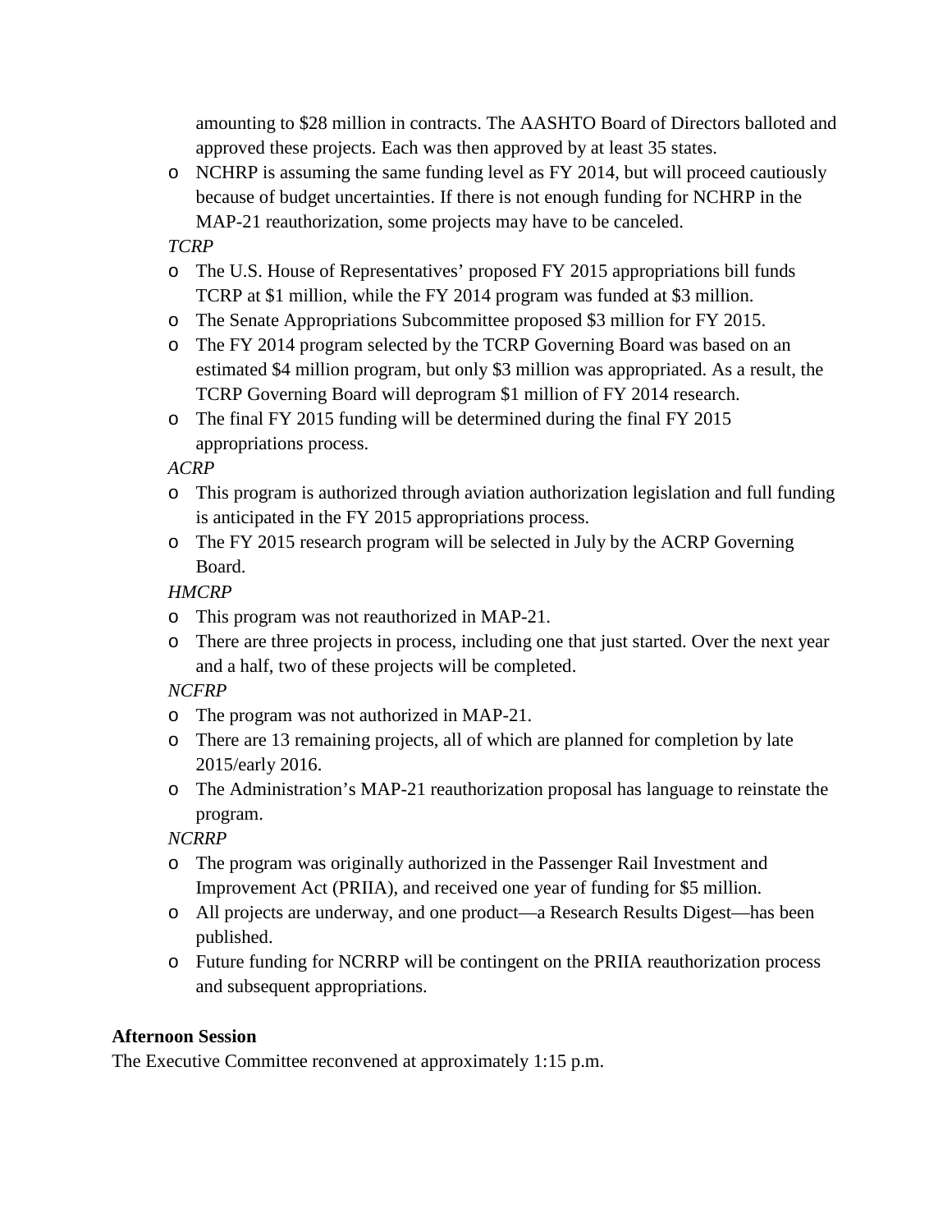amounting to $28 million in contracts. The AASHTO Board of Directors balloted and approved these projects. Each was then approved by at least 35 states.

- NCHRP is assuming the same funding level as FY 2014, but will proceed cautiously because of budget uncertainties. If there is not enough funding for NCHRP in the MAP-21 reauthorization, some projects may have to be canceled.

*TCRP*

- The U.S. House of Representatives' proposed FY 2015 appropriations bill funds TCRP at $1 million, while the FY 2014 program was funded at $3 million.
- The Senate Appropriations Subcommittee proposed $3 million for FY 2015.
- The FY 2014 program selected by the TCRP Governing Board was based on an estimated $4 million program, but only $3 million was appropriated. As a result, the TCRP Governing Board will deprogram $1 million of FY 2014 research.
- The final FY 2015 funding will be determined during the final FY 2015 appropriations process.

*ACRP*

- This program is authorized through aviation authorization legislation and full funding is anticipated in the FY 2015 appropriations process.
- The FY 2015 research program will be selected in July by the ACRP Governing Board.

*HMCRP*

- This program was not reauthorized in MAP-21.
- There are three projects in process, including one that just started. Over the next year and a half, two of these projects will be completed.

*NCFRP*

- The program was not authorized in MAP-21.
- There are 13 remaining projects, all of which are planned for completion by late 2015/early 2016.
- The Administration's MAP-21 reauthorization proposal has language to reinstate the program.

*NCRRP*

- The program was originally authorized in the Passenger Rail Investment and Improvement Act (PRIIA), and received one year of funding for $5 million.
- All projects are underway, and one product—a Research Results Digest—has been published.
- Future funding for NCRRP will be contingent on the PRIIA reauthorization process and subsequent appropriations.

**Afternoon Session**

The Executive Committee reconvened at approximately 1:15 p.m.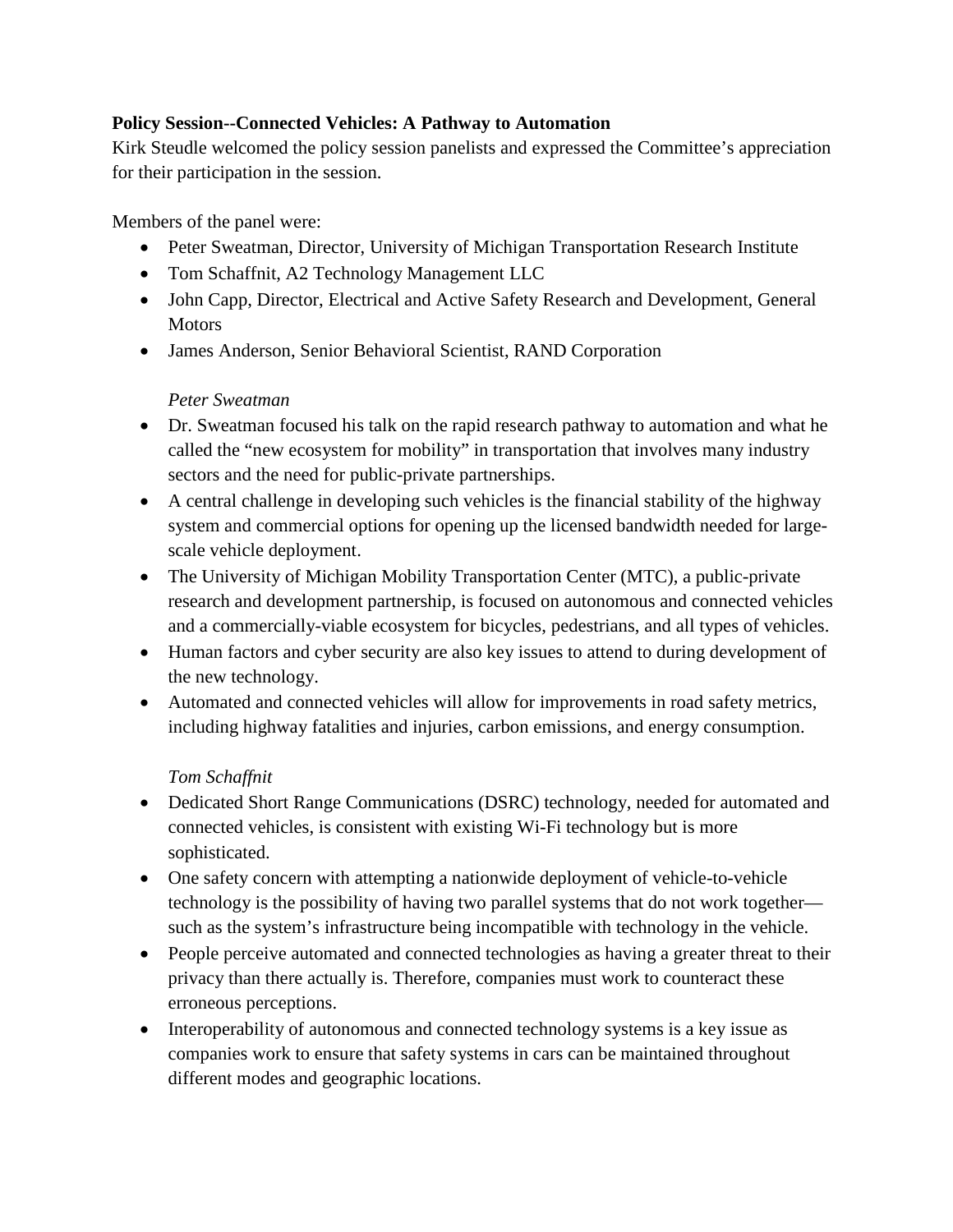**Policy Session--Connected Vehicles: A Pathway to Automation**

Kirk Steudle welcomed the policy session panelists and expressed the Committee's appreciation for their participation in the session.

Members of the panel were:

- Peter Sweatman, Director, University of Michigan Transportation Research Institute
- Tom Schaffnit, A2 Technology Management LLC
- John Capp, Director, Electrical and Active Safety Research and Development, General Motors
- James Anderson, Senior Behavioral Scientist, RAND Corporation

*Peter Sweatman*

- Dr. Sweatman focused his talk on the rapid research pathway to automation and what he called the "new ecosystem for mobility" in transportation that involves many industry sectors and the need for public-private partnerships.
- A central challenge in developing such vehicles is the financial stability of the highway system and commercial options for opening up the licensed bandwidth needed for large-scale vehicle deployment.
- The University of Michigan Mobility Transportation Center (MTC), a public-private research and development partnership, is focused on autonomous and connected vehicles and a commercially-viable ecosystem for bicycles, pedestrians, and all types of vehicles.
- Human factors and cyber security are also key issues to attend to during development of the new technology.
- Automated and connected vehicles will allow for improvements in road safety metrics, including highway fatalities and injuries, carbon emissions, and energy consumption.

*Tom Schaffnit*

- Dedicated Short Range Communications (DSRC) technology, needed for automated and connected vehicles, is consistent with existing Wi-Fi technology but is more sophisticated.
- One safety concern with attempting a nationwide deployment of vehicle-to-vehicle technology is the possibility of having two parallel systems that do not work together—such as the system's infrastructure being incompatible with technology in the vehicle.
- People perceive automated and connected technologies as having a greater threat to their privacy than there actually is. Therefore, companies must work to counteract these erroneous perceptions.
- Interoperability of autonomous and connected technology systems is a key issue as companies work to ensure that safety systems in cars can be maintained throughout different modes and geographic locations.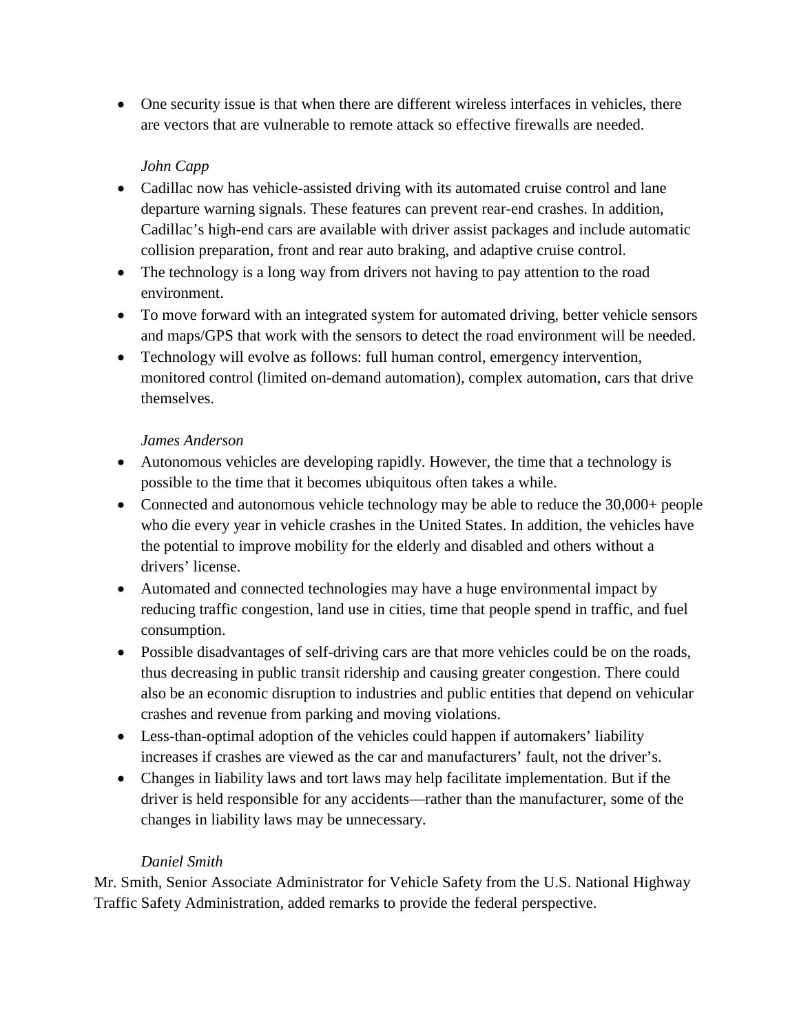- One security issue is that when there are different wireless interfaces in vehicles, there are vectors that are vulnerable to remote attack so effective firewalls are needed.

*John Capp*

- Cadillac now has vehicle-assisted driving with its automated cruise control and lane departure warning signals. These features can prevent rear-end crashes. In addition, Cadillac's high-end cars are available with driver assist packages and include automatic collision preparation, front and rear auto braking, and adaptive cruise control.
- The technology is a long way from drivers not having to pay attention to the road environment.
- To move forward with an integrated system for automated driving, better vehicle sensors and maps/GPS that work with the sensors to detect the road environment will be needed.
- Technology will evolve as follows: full human control, emergency intervention, monitored control (limited on-demand automation), complex automation, cars that drive themselves.

*James Anderson*

- Autonomous vehicles are developing rapidly. However, the time that a technology is possible to the time that it becomes ubiquitous often takes a while.
- Connected and autonomous vehicle technology may be able to reduce the 30,000+ people who die every year in vehicle crashes in the United States. In addition, the vehicles have the potential to improve mobility for the elderly and disabled and others without a drivers' license.
- Automated and connected technologies may have a huge environmental impact by reducing traffic congestion, land use in cities, time that people spend in traffic, and fuel consumption.
- Possible disadvantages of self-driving cars are that more vehicles could be on the roads, thus decreasing in public transit ridership and causing greater congestion. There could also be an economic disruption to industries and public entities that depend on vehicular crashes and revenue from parking and moving violations.
- Less-than-optimal adoption of the vehicles could happen if automakers' liability increases if crashes are viewed as the car and manufacturers' fault, not the driver's.
- Changes in liability laws and tort laws may help facilitate implementation. But if the driver is held responsible for any accidents—rather than the manufacturer, some of the changes in liability laws may be unnecessary.

*Daniel Smith*

Mr. Smith, Senior Associate Administrator for Vehicle Safety from the U.S. National Highway Traffic Safety Administration, added remarks to provide the federal perspective.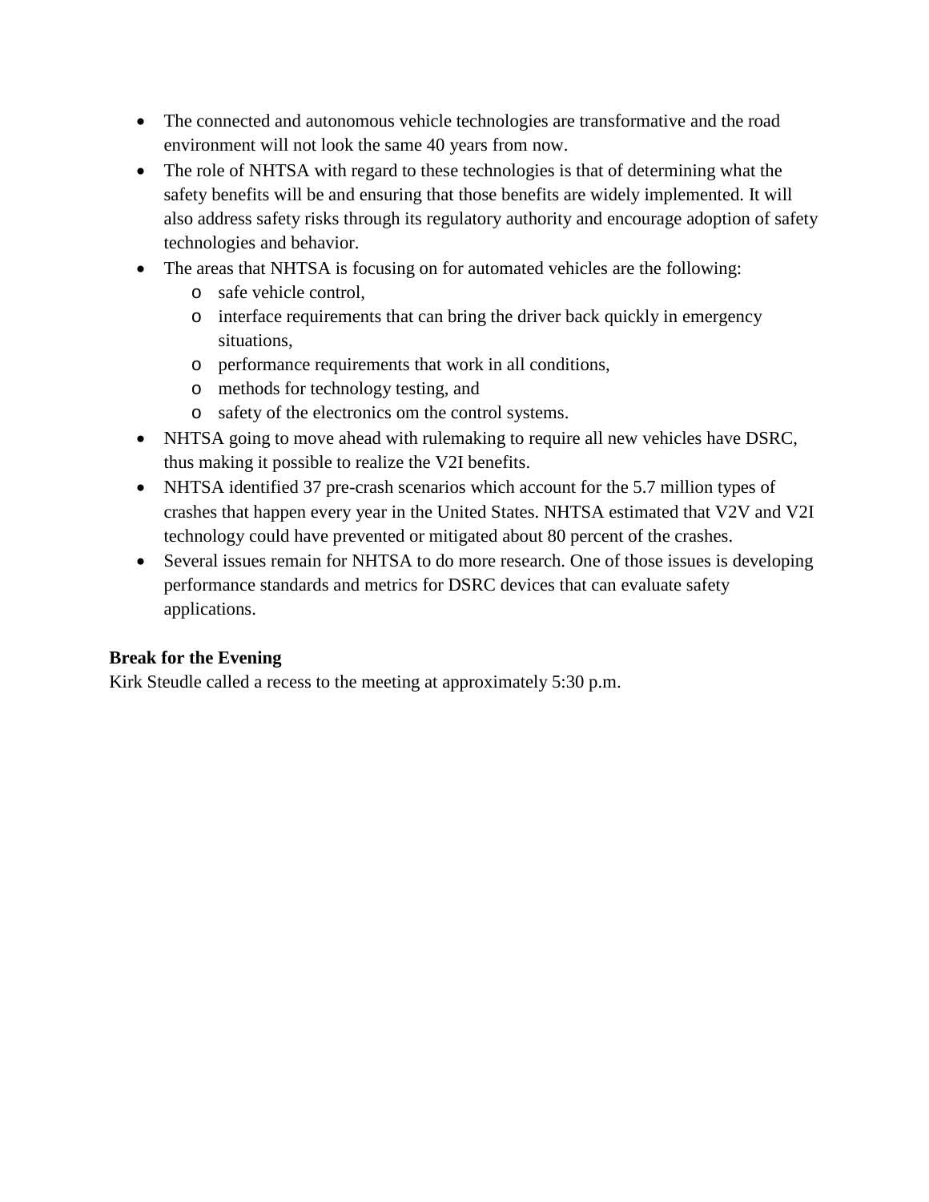- The connected and autonomous vehicle technologies are transformative and the road environment will not look the same 40 years from now.
- The role of NHTSA with regard to these technologies is that of determining what the safety benefits will be and ensuring that those benefits are widely implemented. It will also address safety risks through its regulatory authority and encourage adoption of safety technologies and behavior.
- The areas that NHTSA is focusing on for automated vehicles are the following:
  - safe vehicle control,
  - interface requirements that can bring the driver back quickly in emergency situations,
  - performance requirements that work in all conditions,
  - methods for technology testing, and
  - safety of the electronics om the control systems.
- NHTSA going to move ahead with rulemaking to require all new vehicles have DSRC, thus making it possible to realize the V2I benefits.
- NHTSA identified 37 pre-crash scenarios which account for the 5.7 million types of crashes that happen every year in the United States. NHTSA estimated that V2V and V2I technology could have prevented or mitigated about 80 percent of the crashes.
- Several issues remain for NHTSA to do more research. One of those issues is developing performance standards and metrics for DSRC devices that can evaluate safety applications.

**Break for the Evening**

Kirk Steudle called a recess to the meeting at approximately 5:30 p.m.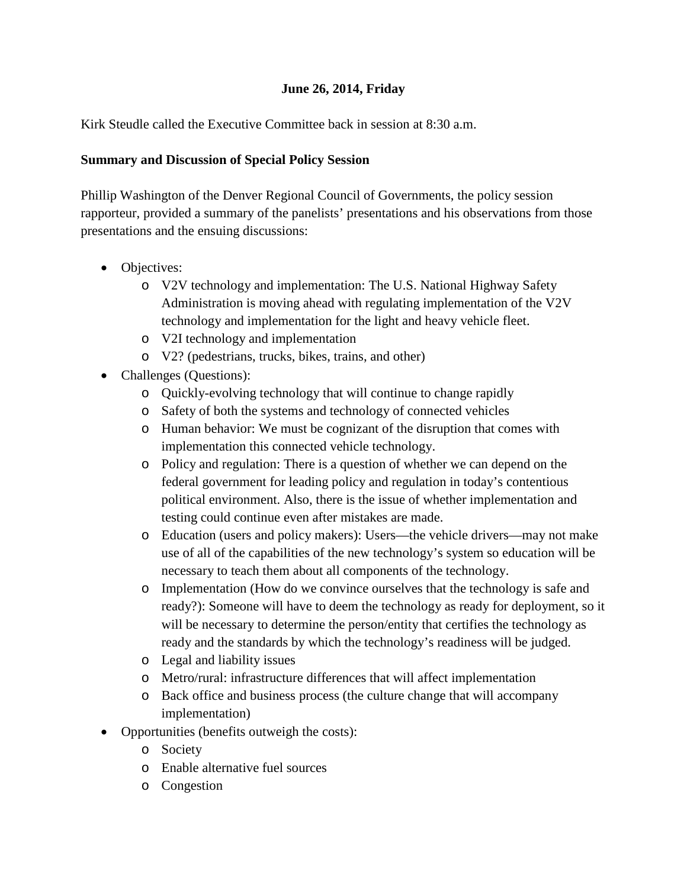**June 26, 2014, Friday**

Kirk Steudle called the Executive Committee back in session at 8:30 a.m.

**Summary and Discussion of Special Policy Session**

Phillip Washington of the Denver Regional Council of Governments, the policy session rapporteur, provided a summary of the panelists' presentations and his observations from those presentations and the ensuing discussions:

- Objectives:
  - V2V technology and implementation: The U.S. National Highway Safety Administration is moving ahead with regulating implementation of the V2V technology and implementation for the light and heavy vehicle fleet.
  - V2I technology and implementation
  - V2? (pedestrians, trucks, bikes, trains, and other)
- Challenges (Questions):
  - Quickly-evolving technology that will continue to change rapidly
  - Safety of both the systems and technology of connected vehicles
  - Human behavior: We must be cognizant of the disruption that comes with implementation this connected vehicle technology.
  - Policy and regulation: There is a question of whether we can depend on the federal government for leading policy and regulation in today's contentious political environment. Also, there is the issue of whether implementation and testing could continue even after mistakes are made.
  - Education (users and policy makers): Users—the vehicle drivers—may not make use of all of the capabilities of the new technology's system so education will be necessary to teach them about all components of the technology.
  - Implementation (How do we convince ourselves that the technology is safe and ready?): Someone will have to deem the technology as ready for deployment, so it will be necessary to determine the person/entity that certifies the technology as ready and the standards by which the technology's readiness will be judged.
  - Legal and liability issues
  - Metro/rural: infrastructure differences that will affect implementation
  - Back office and business process (the culture change that will accompany implementation)
- Opportunities (benefits outweigh the costs):
  - Society
  - Enable alternative fuel sources
  - Congestion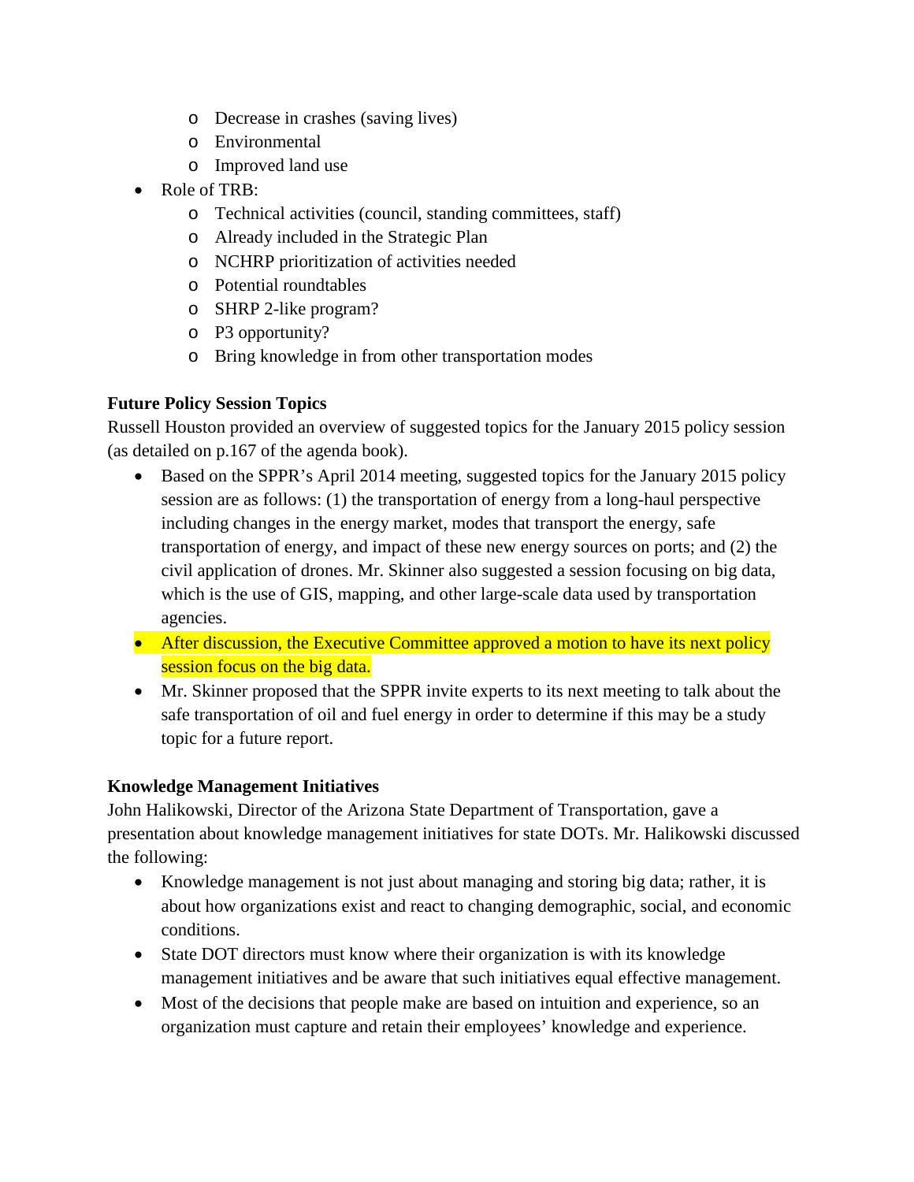- Decrease in crashes (saving lives)
    - Environmental
    - Improved land use
- Role of TRB:
    - Technical activities (council, standing committees, staff)
    - Already included in the Strategic Plan
    - NCHRP prioritization of activities needed
    - Potential roundtables
    - SHRP 2-like program?
    - P3 opportunity?
    - Bring knowledge in from other transportation modes

**Future Policy Session Topics**

Russell Houston provided an overview of suggested topics for the January 2015 policy session (as detailed on p.167 of the agenda book).

- Based on the SPPR's April 2014 meeting, suggested topics for the January 2015 policy session are as follows: (1) the transportation of energy from a long-haul perspective including changes in the energy market, modes that transport the energy, safe transportation of energy, and impact of these new energy sources on ports; and (2) the civil application of drones. Mr. Skinner also suggested a session focusing on big data, which is the use of GIS, mapping, and other large-scale data used by transportation agencies.
- After discussion, the Executive Committee approved a motion to have its next policy session focus on the big data.
- Mr. Skinner proposed that the SPPR invite experts to its next meeting to talk about the safe transportation of oil and fuel energy in order to determine if this may be a study topic for a future report.

**Knowledge Management Initiatives**

John Halikowski, Director of the Arizona State Department of Transportation, gave a presentation about knowledge management initiatives for state DOTs. Mr. Halikowski discussed the following:

- Knowledge management is not just about managing and storing big data; rather, it is about how organizations exist and react to changing demographic, social, and economic conditions.
- State DOT directors must know where their organization is with its knowledge management initiatives and be aware that such initiatives equal effective management.
- Most of the decisions that people make are based on intuition and experience, so an organization must capture and retain their employees' knowledge and experience.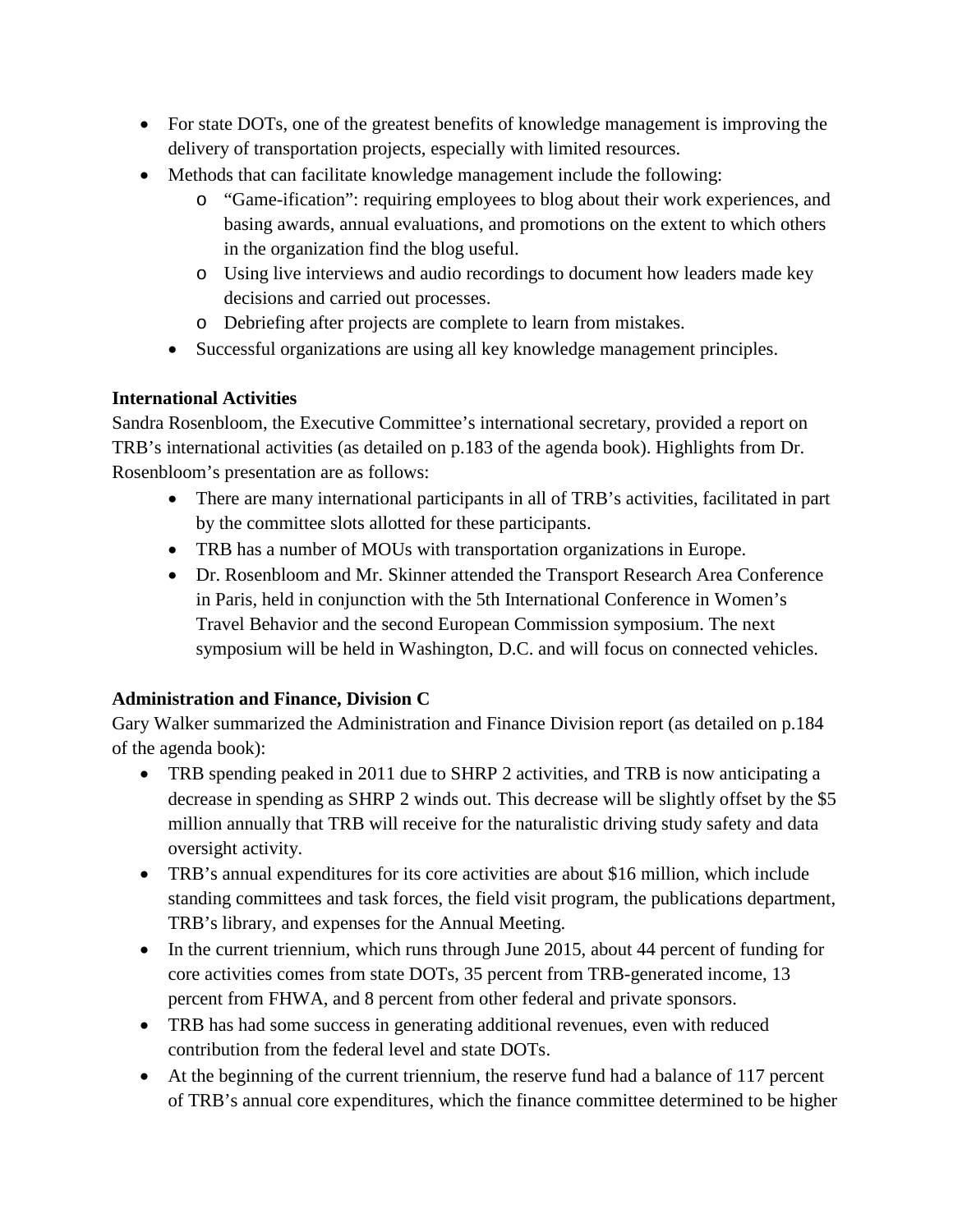- For state DOTs, one of the greatest benefits of knowledge management is improving the delivery of transportation projects, especially with limited resources.
- Methods that can facilitate knowledge management include the following:
    - "Game-ification": requiring employees to blog about their work experiences, and basing awards, annual evaluations, and promotions on the extent to which others in the organization find the blog useful.
    - Using live interviews and audio recordings to document how leaders made key decisions and carried out processes.
    - Debriefing after projects are complete to learn from mistakes.
- Successful organizations are using all key knowledge management principles.

**International Activities**

Sandra Rosenbloom, the Executive Committee's international secretary, provided a report on TRB's international activities (as detailed on p.183 of the agenda book). Highlights from Dr. Rosenbloom's presentation are as follows:

- There are many international participants in all of TRB's activities, facilitated in part by the committee slots allotted for these participants.
- TRB has a number of MOUs with transportation organizations in Europe.
- Dr. Rosenbloom and Mr. Skinner attended the Transport Research Area Conference in Paris, held in conjunction with the 5th International Conference in Women's Travel Behavior and the second European Commission symposium. The next symposium will be held in Washington, D.C. and will focus on connected vehicles.

**Administration and Finance, Division C**

Gary Walker summarized the Administration and Finance Division report (as detailed on p.184 of the agenda book):

- TRB spending peaked in 2011 due to SHRP 2 activities, and TRB is now anticipating a decrease in spending as SHRP 2 winds out. This decrease will be slightly offset by the $5 million annually that TRB will receive for the naturalistic driving study safety and data oversight activity.
- TRB's annual expenditures for its core activities are about $16 million, which include standing committees and task forces, the field visit program, the publications department, TRB's library, and expenses for the Annual Meeting.
- In the current triennium, which runs through June 2015, about 44 percent of funding for core activities comes from state DOTs, 35 percent from TRB-generated income, 13 percent from FHWA, and 8 percent from other federal and private sponsors.
- TRB has had some success in generating additional revenues, even with reduced contribution from the federal level and state DOTs.
- At the beginning of the current triennium, the reserve fund had a balance of 117 percent of TRB's annual core expenditures, which the finance committee determined to be higher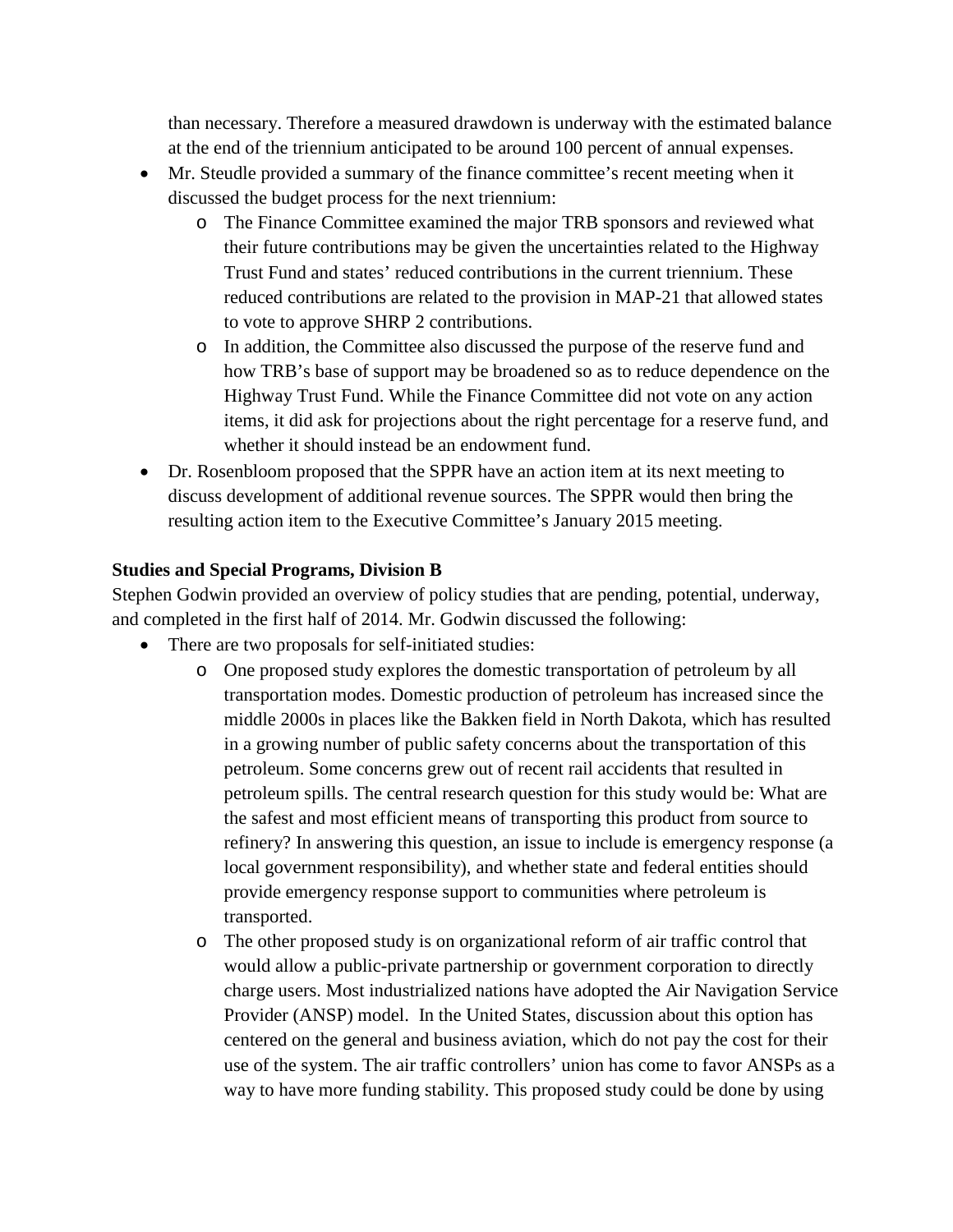than necessary. Therefore a measured drawdown is underway with the estimated balance at the end of the triennium anticipated to be around 100 percent of annual expenses.

- Mr. Steudle provided a summary of the finance committee's recent meeting when it discussed the budget process for the next triennium:
  - The Finance Committee examined the major TRB sponsors and reviewed what their future contributions may be given the uncertainties related to the Highway Trust Fund and states' reduced contributions in the current triennium. These reduced contributions are related to the provision in MAP-21 that allowed states to vote to approve SHRP 2 contributions.
  - In addition, the Committee also discussed the purpose of the reserve fund and how TRB's base of support may be broadened so as to reduce dependence on the Highway Trust Fund. While the Finance Committee did not vote on any action items, it did ask for projections about the right percentage for a reserve fund, and whether it should instead be an endowment fund.
- Dr. Rosenbloom proposed that the SPPR have an action item at its next meeting to discuss development of additional revenue sources. The SPPR would then bring the resulting action item to the Executive Committee's January 2015 meeting.

**Studies and Special Programs, Division B**

Stephen Godwin provided an overview of policy studies that are pending, potential, underway, and completed in the first half of 2014. Mr. Godwin discussed the following:

- There are two proposals for self-initiated studies:
  - One proposed study explores the domestic transportation of petroleum by all transportation modes. Domestic production of petroleum has increased since the middle 2000s in places like the Bakken field in North Dakota, which has resulted in a growing number of public safety concerns about the transportation of this petroleum. Some concerns grew out of recent rail accidents that resulted in petroleum spills. The central research question for this study would be: What are the safest and most efficient means of transporting this product from source to refinery? In answering this question, an issue to include is emergency response (a local government responsibility), and whether state and federal entities should provide emergency response support to communities where petroleum is transported.
  - The other proposed study is on organizational reform of air traffic control that would allow a public-private partnership or government corporation to directly charge users. Most industrialized nations have adopted the Air Navigation Service Provider (ANSP) model. In the United States, discussion about this option has centered on the general and business aviation, which do not pay the cost for their use of the system. The air traffic controllers' union has come to favor ANSPs as a way to have more funding stability. This proposed study could be done by using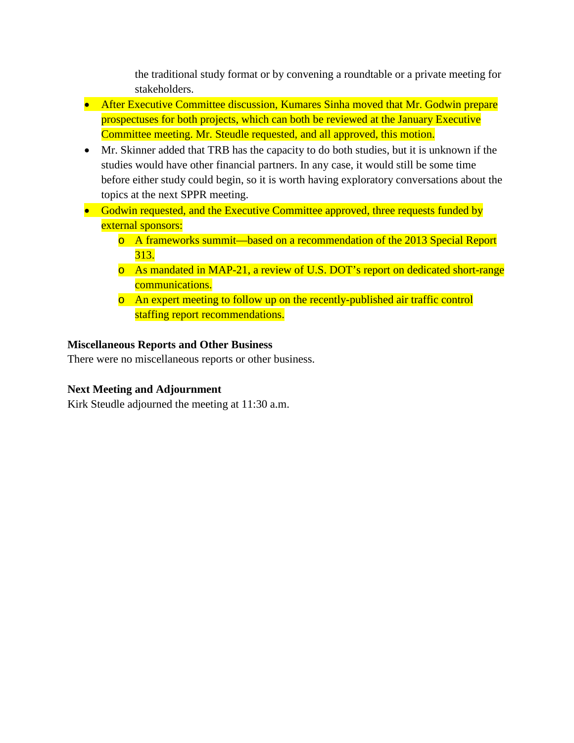the traditional study format or by convening a roundtable or a private meeting for stakeholders.

- After Executive Committee discussion, Kumares Sinha moved that Mr. Godwin prepare prospectuses for both projects, which can both be reviewed at the January Executive Committee meeting. Mr. Steudle requested, and all approved, this motion.
- Mr. Skinner added that TRB has the capacity to do both studies, but it is unknown if the studies would have other financial partners. In any case, it would still be some time before either study could begin, so it is worth having exploratory conversations about the topics at the next SPPR meeting.
- Godwin requested, and the Executive Committee approved, three requests funded by external sponsors:
  - A frameworks summit—based on a recommendation of the 2013 Special Report 313.
  - As mandated in MAP-21, a review of U.S. DOT's report on dedicated short-range communications.
  - An expert meeting to follow up on the recently-published air traffic control staffing report recommendations.

**Miscellaneous Reports and Other Business**

There were no miscellaneous reports or other business.

**Next Meeting and Adjournment**

Kirk Steudle adjourned the meeting at 11:30 a.m.